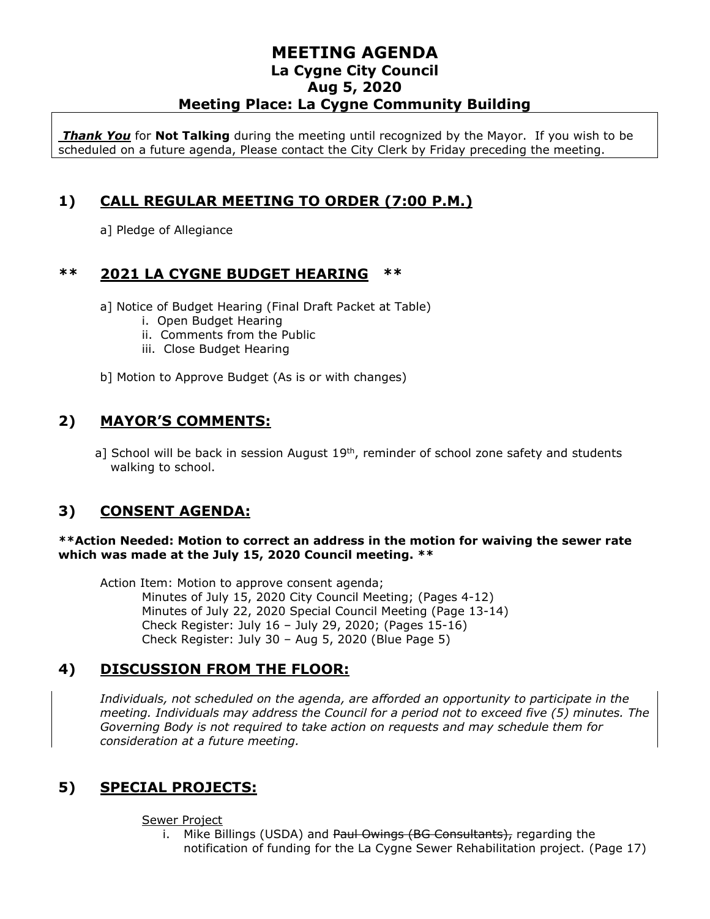# MEETING AGENDA
## La Cygne City Council
## Aug 5, 2020
## Meeting Place: La Cygne Community Building

***Thank You*** for **Not Talking** during the meeting until recognized by the Mayor. If you wish to be scheduled on a future agenda, Please contact the City Clerk by Friday preceding the meeting.

## 1) CALL REGULAR MEETING TO ORDER (7:00 P.M.)

a] Pledge of Allegiance

## ** 2021 LA CYGNE BUDGET HEARING **

a] Notice of Budget Hearing (Final Draft Packet at Table)
- i. Open Budget Hearing
- ii. Comments from the Public
- iii. Close Budget Hearing

b] Motion to Approve Budget (As is or with changes)

## 2) MAYOR'S COMMENTS:

a] School will be back in session August 19th, reminder of school zone safety and students walking to school.

## 3) CONSENT AGENDA:

****Action Needed: Motion to correct an address in the motion for waiving the sewer rate which was made at the July 15, 2020 Council meeting. ****

Action Item: Motion to approve consent agenda;
- Minutes of July 15, 2020 City Council Meeting; (Pages 4-12)
- Minutes of July 22, 2020 Special Council Meeting (Page 13-14)
- Check Register: July 16 – July 29, 2020; (Pages 15-16)
- Check Register: July 30 – Aug 5, 2020 (Blue Page 5)

## 4) DISCUSSION FROM THE FLOOR:

*Individuals, not scheduled on the agenda, are afforded an opportunity to participate in the meeting. Individuals may address the Council for a period not to exceed five (5) minutes. The Governing Body is not required to take action on requests and may schedule them for consideration at a future meeting.*

## 5) SPECIAL PROJECTS:

Sewer Project
- i. Mike Billings (USDA) and ~~Paul Owings (BG Consultants),~~ regarding the notification of funding for the La Cygne Sewer Rehabilitation project. (Page 17)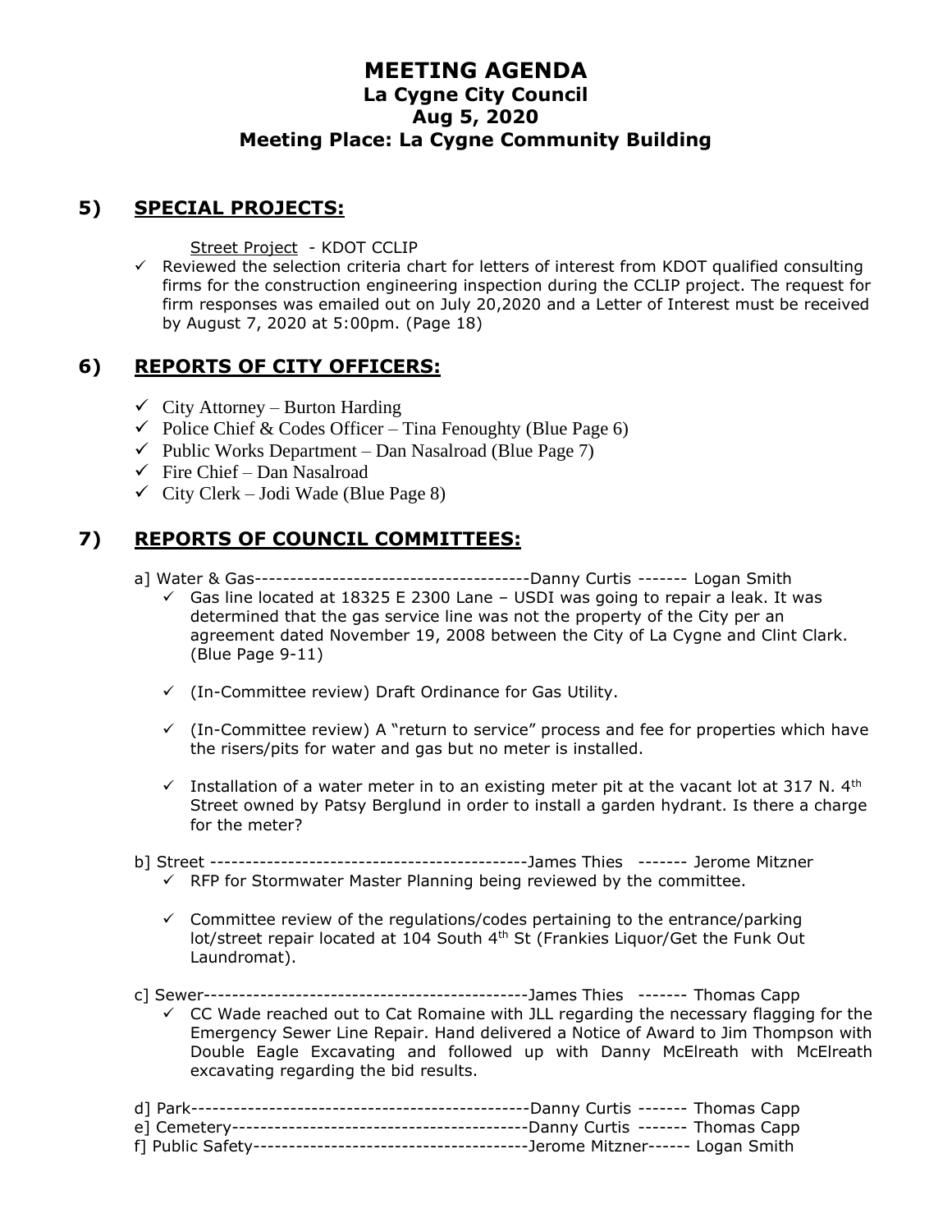# MEETING AGENDA
## La Cygne City Council
## Aug 5, 2020
## Meeting Place: La Cygne Community Building

## 5) SPECIAL PROJECTS:

Street Project - KDOT CCLIP

- ✓ Reviewed the selection criteria chart for letters of interest from KDOT qualified consulting firms for the construction engineering inspection during the CCLIP project. The request for firm responses was emailed out on July 20,2020 and a Letter of Interest must be received by August 7, 2020 at 5:00pm. (Page 18)

## 6) REPORTS OF CITY OFFICERS:

- ✓ City Attorney – Burton Harding
- ✓ Police Chief & Codes Officer – Tina Fenoughty (Blue Page 6)
- ✓ Public Works Department – Dan Nasalroad (Blue Page 7)
- ✓ Fire Chief – Dan Nasalroad
- ✓ City Clerk – Jodi Wade (Blue Page 8)

## 7) REPORTS OF COUNCIL COMMITTEES:

a] Water & Gas---------------------------------------Danny Curtis ------- Logan Smith

- ✓ Gas line located at 18325 E 2300 Lane – USDI was going to repair a leak. It was determined that the gas service line was not the property of the City per an agreement dated November 19, 2008 between the City of La Cygne and Clint Clark. (Blue Page 9-11)
- ✓ (In-Committee review) Draft Ordinance for Gas Utility.
- ✓ (In-Committee review) A "return to service" process and fee for properties which have the risers/pits for water and gas but no meter is installed.
- ✓ Installation of a water meter in to an existing meter pit at the vacant lot at 317 N. 4th Street owned by Patsy Berglund in order to install a garden hydrant. Is there a charge for the meter?

b] Street --------------------------------------------James Thies ------- Jerome Mitzner

- ✓ RFP for Stormwater Master Planning being reviewed by the committee.
- ✓ Committee review of the regulations/codes pertaining to the entrance/parking lot/street repair located at 104 South 4th St (Frankies Liquor/Get the Funk Out Laundromat).

c] Sewer----------------------------------------------James Thies ------- Thomas Capp

- ✓ CC Wade reached out to Cat Romaine with JLL regarding the necessary flagging for the Emergency Sewer Line Repair. Hand delivered a Notice of Award to Jim Thompson with Double Eagle Excavating and followed up with Danny McElreath with McElreath excavating regarding the bid results.

d] Park-----------------------------------------------Danny Curtis ------- Thomas Capp
e] Cemetery-------------------------------------------Danny Curtis ------- Thomas Capp
f] Public Safety---------------------------------------Jerome Mitzner------ Logan Smith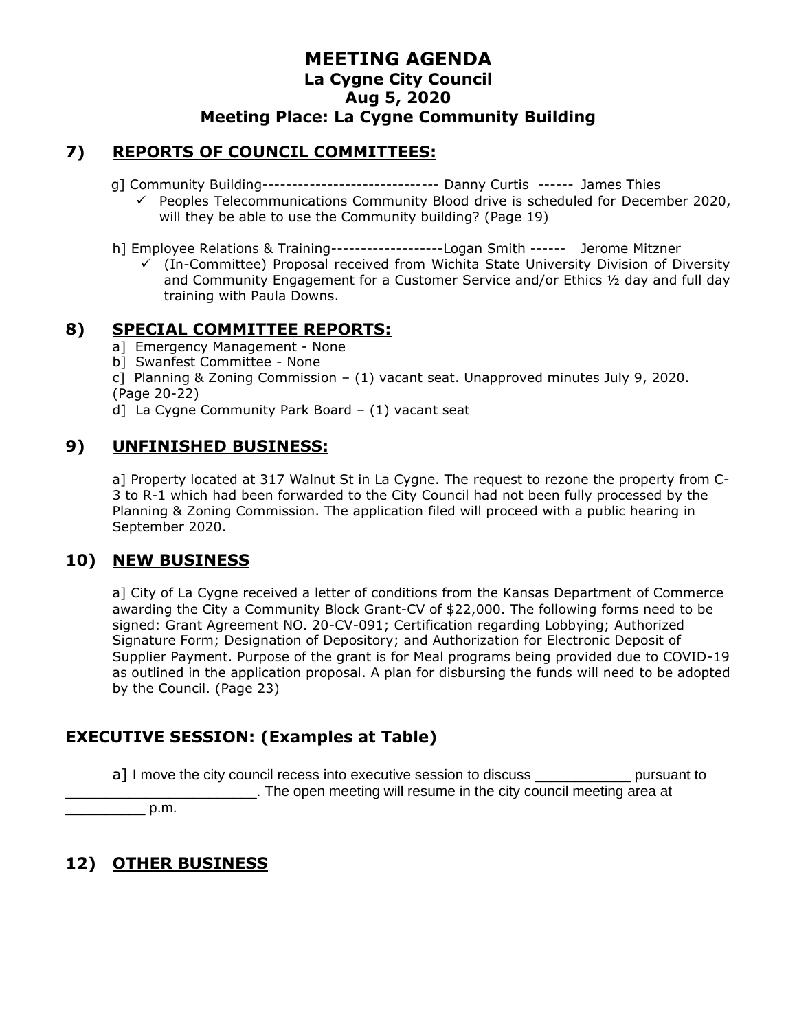# MEETING AGENDA

## La Cygne City Council

## Aug 5, 2020

## Meeting Place: La Cygne Community Building

## 7) REPORTS OF COUNCIL COMMITTEES:

g] Community Building------------------------------ Danny Curtis ------ James Thies

- ✓ Peoples Telecommunications Community Blood drive is scheduled for December 2020, will they be able to use the Community building? (Page 19)

h] Employee Relations & Training-------------------Logan Smith ------ Jerome Mitzner

- ✓ (In-Committee) Proposal received from Wichita State University Division of Diversity and Community Engagement for a Customer Service and/or Ethics ½ day and full day training with Paula Downs.

## 8) SPECIAL COMMITTEE REPORTS:

a] Emergency Management - None

b] Swanfest Committee - None

c] Planning & Zoning Commission – (1) vacant seat. Unapproved minutes July 9, 2020. (Page 20-22)

d] La Cygne Community Park Board – (1) vacant seat

## 9) UNFINISHED BUSINESS:

a] Property located at 317 Walnut St in La Cygne. The request to rezone the property from C-3 to R-1 which had been forwarded to the City Council had not been fully processed by the Planning & Zoning Commission. The application filed will proceed with a public hearing in September 2020.

## 10) NEW BUSINESS

a] City of La Cygne received a letter of conditions from the Kansas Department of Commerce awarding the City a Community Block Grant-CV of $22,000. The following forms need to be signed: Grant Agreement NO. 20-CV-091; Certification regarding Lobbying; Authorized Signature Form; Designation of Depository; and Authorization for Electronic Deposit of Supplier Payment. Purpose of the grant is for Meal programs being provided due to COVID-19 as outlined in the application proposal. A plan for disbursing the funds will need to be adopted by the Council. (Page 23)

## EXECUTIVE SESSION: (Examples at Table)

a] I move the city council recess into executive session to discuss ____________ pursuant to ________________________. The open meeting will resume in the city council meeting area at __________ p.m.

## 12) OTHER BUSINESS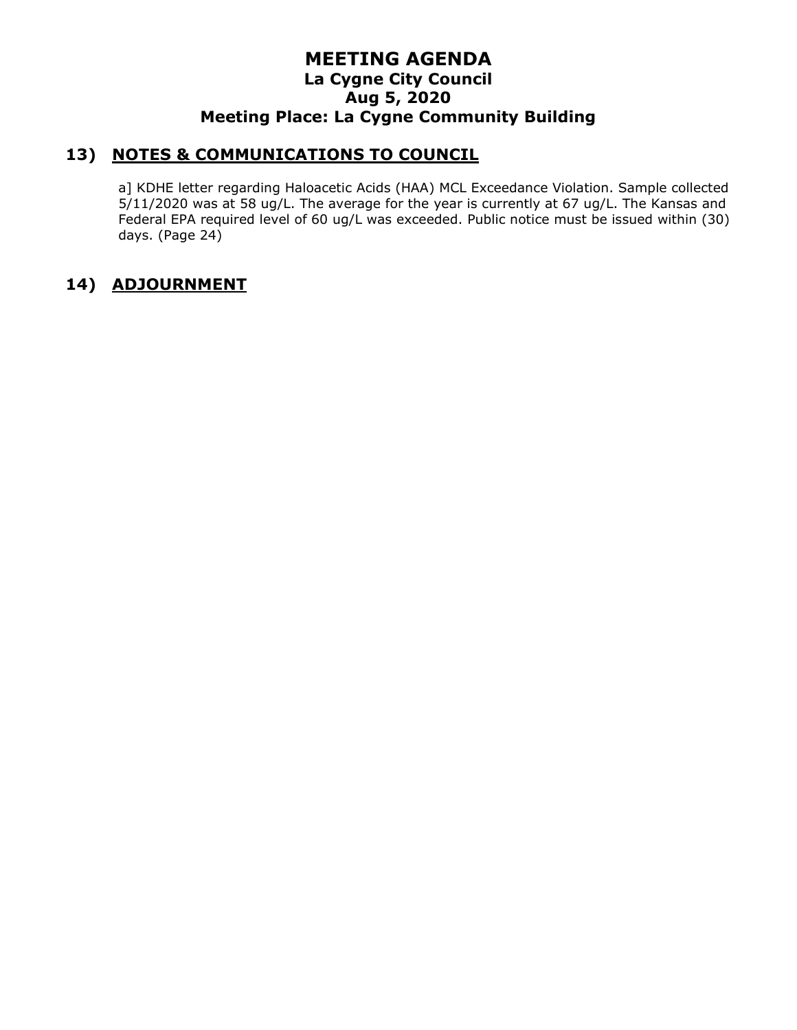# MEETING AGENDA

## La Cygne City Council

## Aug 5, 2020

## Meeting Place: La Cygne Community Building

## 13) NOTES & COMMUNICATIONS TO COUNCIL

a] KDHE letter regarding Haloacetic Acids (HAA) MCL Exceedance Violation. Sample collected 5/11/2020 was at 58 ug/L. The average for the year is currently at 67 ug/L. The Kansas and Federal EPA required level of 60 ug/L was exceeded. Public notice must be issued within (30) days. (Page 24)

## 14) ADJOURNMENT